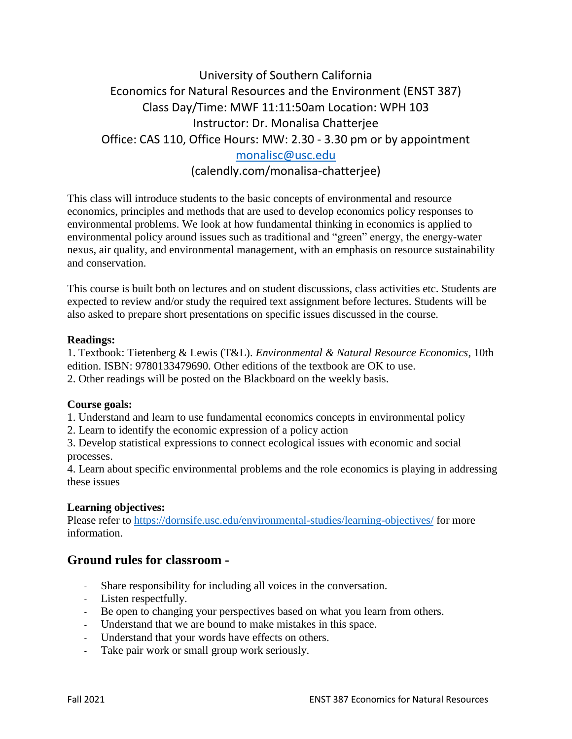# University of Southern California
## Economics for Natural Resources and the Environment (ENST 387)

Class Day/Time: MWF 11:11:50am Location: WPH 103

Instructor: Dr. Monalisa Chatterjee

Office: CAS 110, Office Hours: MW: 2.30 - 3.30 pm or by appointment

monalisc@usc.edu

(calendly.com/monalisa-chatterjee)

This class will introduce students to the basic concepts of environmental and resource economics, principles and methods that are used to develop economics policy responses to environmental problems. We look at how fundamental thinking in economics is applied to environmental policy around issues such as traditional and "green" energy, the energy-water nexus, air quality, and environmental management, with an emphasis on resource sustainability and conservation.

This course is built both on lectures and on student discussions, class activities etc. Students are expected to review and/or study the required text assignment before lectures. Students will be also asked to prepare short presentations on specific issues discussed in the course.

**Readings:**

1. Textbook: Tietenberg & Lewis (T&L). *Environmental & Natural Resource Economics*, 10th edition. ISBN: 9780133479690. Other editions of the textbook are OK to use.
2. Other readings will be posted on the Blackboard on the weekly basis.

**Course goals:**

1. Understand and learn to use fundamental economics concepts in environmental policy
2. Learn to identify the economic expression of a policy action
3. Develop statistical expressions to connect ecological issues with economic and social processes.
4. Learn about specific environmental problems and the role economics is playing in addressing these issues

**Learning objectives:**

Please refer to https://dornsife.usc.edu/environmental-studies/learning-objectives/ for more information.

## Ground rules for classroom -

- Share responsibility for including all voices in the conversation.
- Listen respectfully.
- Be open to changing your perspectives based on what you learn from others.
- Understand that we are bound to make mistakes in this space.
- Understand that your words have effects on others.
- Take pair work or small group work seriously.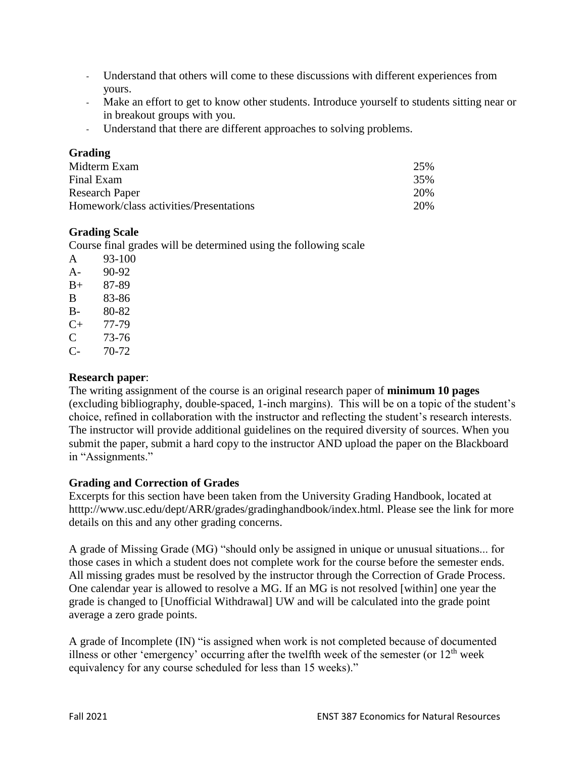- Understand that others will come to these discussions with different experiences from yours.
- Make an effort to get to know other students. Introduce yourself to students sitting near or in breakout groups with you.
- Understand that there are different approaches to solving problems.

### Grading

| | |
|---|---|
| Midterm Exam | 25% |
| Final Exam | 35% |
| Research Paper | 20% |
| Homework/class activities/Presentations | 20% |

### Grading Scale

Course final grades will be determined using the following scale

| | |
|---|---|
| A | 93-100 |
| A- | 90-92 |
| B+ | 87-89 |
| B | 83-86 |
| B- | 80-82 |
| C+ | 77-79 |
| C | 73-76 |
| C- | 70-72 |

**Research paper**:

The writing assignment of the course is an original research paper of **minimum 10 pages** (excluding bibliography, double-spaced, 1-inch margins). This will be on a topic of the student's choice, refined in collaboration with the instructor and reflecting the student's research interests. The instructor will provide additional guidelines on the required diversity of sources. When you submit the paper, submit a hard copy to the instructor AND upload the paper on the Blackboard in "Assignments."

### Grading and Correction of Grades

Excerpts for this section have been taken from the University Grading Handbook, located at htttp://www.usc.edu/dept/ARR/grades/gradinghandbook/index.html. Please see the link for more details on this and any other grading concerns.

A grade of Missing Grade (MG) "should only be assigned in unique or unusual situations... for those cases in which a student does not complete work for the course before the semester ends. All missing grades must be resolved by the instructor through the Correction of Grade Process. One calendar year is allowed to resolve a MG. If an MG is not resolved [within] one year the grade is changed to [Unofficial Withdrawal] UW and will be calculated into the grade point average a zero grade points.

A grade of Incomplete (IN) "is assigned when work is not completed because of documented illness or other 'emergency' occurring after the twelfth week of the semester (or 12th week equivalency for any course scheduled for less than 15 weeks)."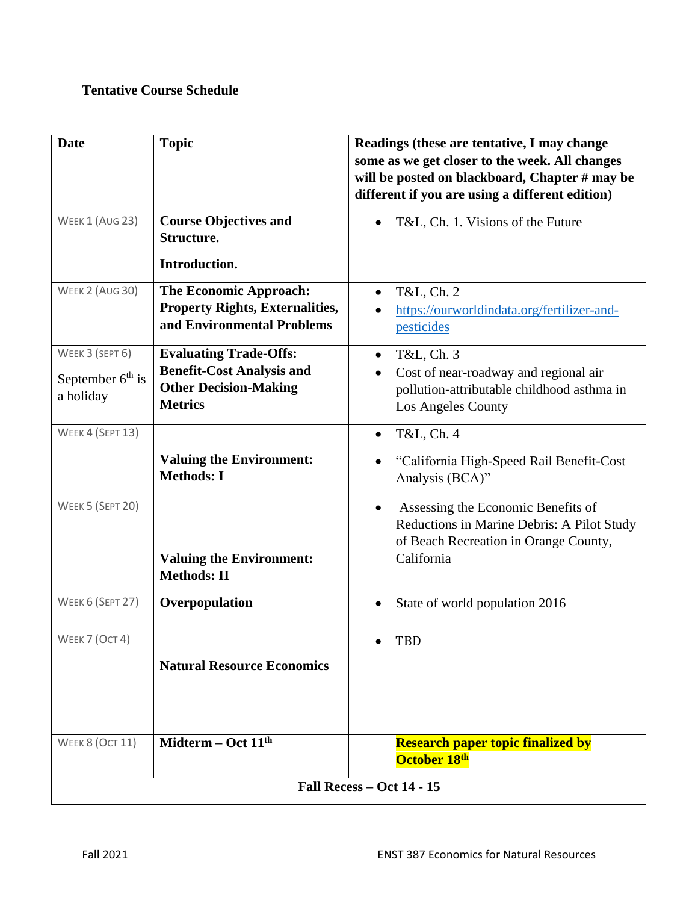**Tentative Course Schedule**

| Date | Topic | Readings (these are tentative, I may change some as we get closer to the week. All changes will be posted on blackboard, Chapter # may be different if you are using a different edition) |
|---|---|---|
| WEEK 1 (AUG 23) | **Course Objectives and Structure.** **Introduction.** | • T&L, Ch. 1. Visions of the Future |
| WEEK 2 (AUG 30) | **The Economic Approach: Property Rights, Externalities, and Environmental Problems** | • T&L, Ch. 2<br>• https://ourworldindata.org/fertilizer-and-pesticides |
| WEEK 3 (SEPT 6) September 6th is a holiday | **Evaluating Trade-Offs: Benefit-Cost Analysis and Other Decision-Making Metrics** | • T&L, Ch. 3<br>• Cost of near-roadway and regional air pollution-attributable childhood asthma in Los Angeles County |
| WEEK 4 (SEPT 13) | **Valuing the Environment: Methods: I** | • T&L, Ch. 4<br>• "California High-Speed Rail Benefit-Cost Analysis (BCA)" |
| WEEK 5 (SEPT 20) | **Valuing the Environment: Methods: II** | • Assessing the Economic Benefits of Reductions in Marine Debris: A Pilot Study of Beach Recreation in Orange County, California |
| WEEK 6 (SEPT 27) | **Overpopulation** | • State of world population 2016 |
| WEEK 7 (OCT 4) | **Natural Resource Economics** | • TBD |
| WEEK 8 (OCT 11) | **Midterm – Oct 11th** | **Research paper topic finalized by October 18th** |
| **Fall Recess – Oct 14 - 15** | | |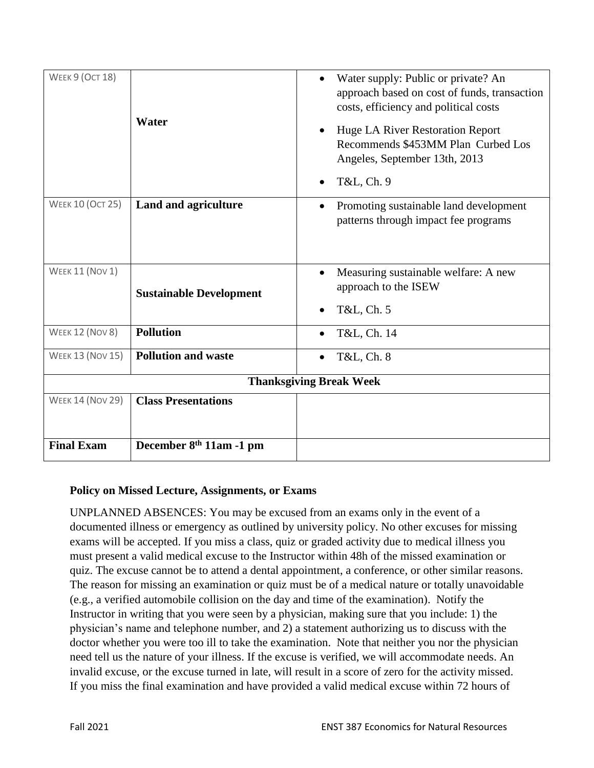| | | |
|---|---|---|
| WEEK 9 (OCT 18) | **Water** | • Water supply: Public or private? An approach based on cost of funds, transaction costs, efficiency and political costs<br>• Huge LA River Restoration Report Recommends $453MM Plan Curbed Los Angeles, September 13th, 2013<br>• T&L, Ch. 9 |
| WEEK 10 (OCT 25) | **Land and agriculture** | • Promoting sustainable land development patterns through impact fee programs |
| WEEK 11 (NOV 1) | **Sustainable Development** | • Measuring sustainable welfare: A new approach to the ISEW<br>• T&L, Ch. 5 |
| WEEK 12 (NOV 8) | **Pollution** | • T&L, Ch. 14 |
| WEEK 13 (NOV 15) | **Pollution and waste** | • T&L, Ch. 8 |
| **Thanksgiving Break Week** | | |
| WEEK 14 (NOV 29) | **Class Presentations** | |
| **Final Exam** | **December 8th 11am -1 pm** | |

### Policy on Missed Lecture, Assignments, or Exams

UNPLANNED ABSENCES: You may be excused from an exams only in the event of a documented illness or emergency as outlined by university policy. No other excuses for missing exams will be accepted. If you miss a class, quiz or graded activity due to medical illness you must present a valid medical excuse to the Instructor within 48h of the missed examination or quiz. The excuse cannot be to attend a dental appointment, a conference, or other similar reasons. The reason for missing an examination or quiz must be of a medical nature or totally unavoidable (e.g., a verified automobile collision on the day and time of the examination). Notify the Instructor in writing that you were seen by a physician, making sure that you include: 1) the physician's name and telephone number, and 2) a statement authorizing us to discuss with the doctor whether you were too ill to take the examination. Note that neither you nor the physician need tell us the nature of your illness. If the excuse is verified, we will accommodate needs. An invalid excuse, or the excuse turned in late, will result in a score of zero for the activity missed. If you miss the final examination and have provided a valid medical excuse within 72 hours of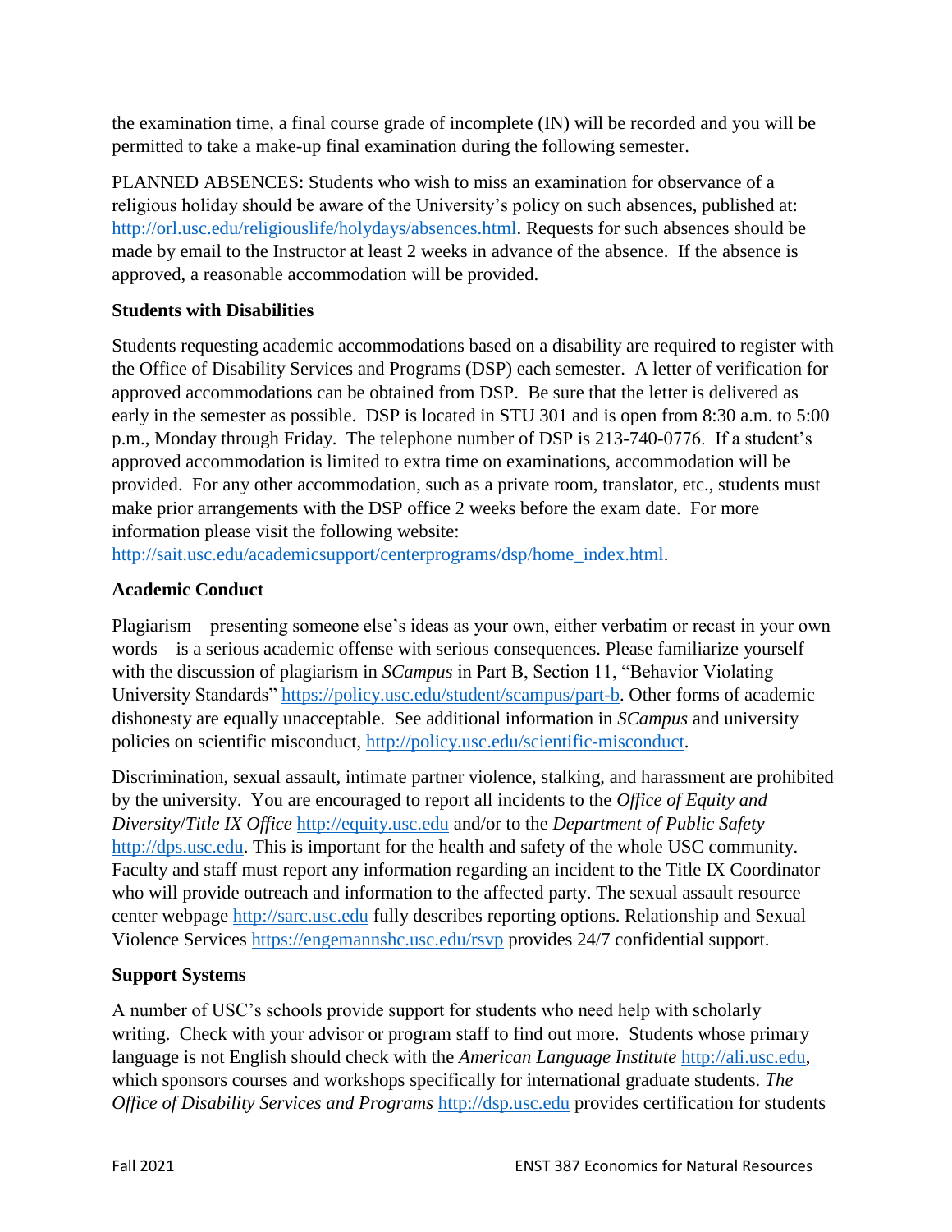the examination time, a final course grade of incomplete (IN) will be recorded and you will be permitted to take a make-up final examination during the following semester.

PLANNED ABSENCES: Students who wish to miss an examination for observance of a religious holiday should be aware of the University's policy on such absences, published at: http://orl.usc.edu/religiouslife/holydays/absences.html. Requests for such absences should be made by email to the Instructor at least 2 weeks in advance of the absence. If the absence is approved, a reasonable accommodation will be provided.

### Students with Disabilities

Students requesting academic accommodations based on a disability are required to register with the Office of Disability Services and Programs (DSP) each semester. A letter of verification for approved accommodations can be obtained from DSP. Be sure that the letter is delivered as early in the semester as possible. DSP is located in STU 301 and is open from 8:30 a.m. to 5:00 p.m., Monday through Friday. The telephone number of DSP is 213-740-0776. If a student's approved accommodation is limited to extra time on examinations, accommodation will be provided. For any other accommodation, such as a private room, translator, etc., students must make prior arrangements with the DSP office 2 weeks before the exam date. For more information please visit the following website: http://sait.usc.edu/academicsupport/centerprograms/dsp/home_index.html.

### Academic Conduct

Plagiarism – presenting someone else's ideas as your own, either verbatim or recast in your own words – is a serious academic offense with serious consequences. Please familiarize yourself with the discussion of plagiarism in *SCampus* in Part B, Section 11, "Behavior Violating University Standards" https://policy.usc.edu/student/scampus/part-b. Other forms of academic dishonesty are equally unacceptable. See additional information in *SCampus* and university policies on scientific misconduct, http://policy.usc.edu/scientific-misconduct.

Discrimination, sexual assault, intimate partner violence, stalking, and harassment are prohibited by the university. You are encouraged to report all incidents to the *Office of Equity and Diversity/Title IX Office* http://equity.usc.edu and/or to the *Department of Public Safety* http://dps.usc.edu. This is important for the health and safety of the whole USC community. Faculty and staff must report any information regarding an incident to the Title IX Coordinator who will provide outreach and information to the affected party. The sexual assault resource center webpage http://sarc.usc.edu fully describes reporting options. Relationship and Sexual Violence Services https://engemannshc.usc.edu/rsvp provides 24/7 confidential support.

### Support Systems

A number of USC's schools provide support for students who need help with scholarly writing. Check with your advisor or program staff to find out more. Students whose primary language is not English should check with the *American Language Institute* http://ali.usc.edu, which sponsors courses and workshops specifically for international graduate students. *The Office of Disability Services and Programs* http://dsp.usc.edu provides certification for students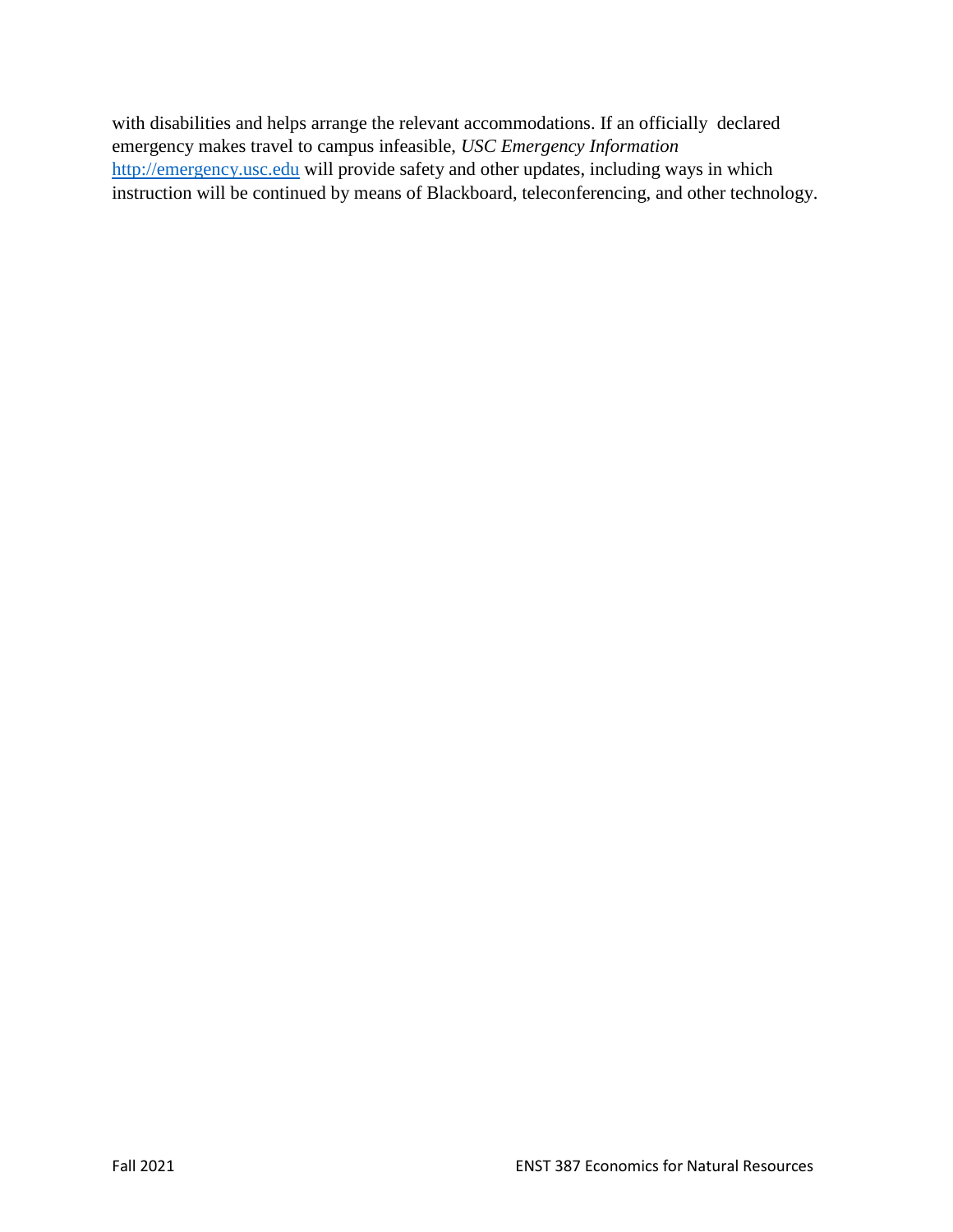with disabilities and helps arrange the relevant accommodations. If an officially declared emergency makes travel to campus infeasible, *USC Emergency Information* http://emergency.usc.edu will provide safety and other updates, including ways in which instruction will be continued by means of Blackboard, teleconferencing, and other technology.